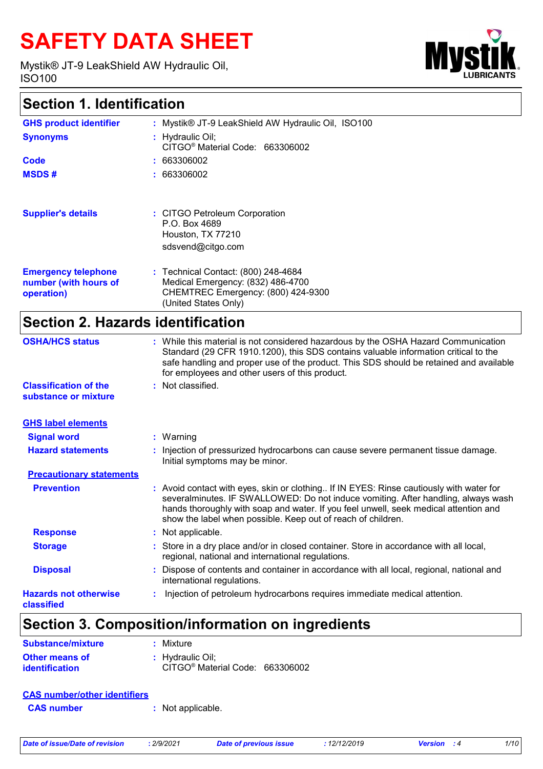# SAFETY DATA SHEET

Mystik® JT-9 LeakShield AW Hydraulic Oil, ISO100

## Section 1. Identification

| | |
|---|---|
| **GHS product identifier** | : Mystik® JT-9 LeakShield AW Hydraulic Oil, ISO100 |
| **Synonyms** | : Hydraulic Oil; CITGO® Material Code: 663306002 |
| **Code** | : 663306002 |
| **MSDS #** | : 663306002 |
| **Supplier's details** | : CITGO Petroleum Corporation<br>P.O. Box 4689<br>Houston, TX 77210<br>sdsvend@citgo.com |
| **Emergency telephone number (with hours of operation)** | : Technical Contact: (800) 248-4684<br>Medical Emergency: (832) 486-4700<br>CHEMTREC Emergency: (800) 424-9300<br>(United States Only) |

## Section 2. Hazards identification

| | |
|---|---|
| **OSHA/HCS status** | : While this material is not considered hazardous by the OSHA Hazard Communication Standard (29 CFR 1910.1200), this SDS contains valuable information critical to the safe handling and proper use of the product. This SDS should be retained and available for employees and other users of this product. |
| **Classification of the substance or mixture** | : Not classified. |

### GHS label elements

| | |
|---|---|
| **Signal word** | : Warning |
| **Hazard statements** | : Injection of pressurized hydrocarbons can cause severe permanent tissue damage. Initial symptoms may be minor. |

#### Precautionary statements

| | |
|---|---|
| **Prevention** | : Avoid contact with eyes, skin or clothing.. If IN EYES: Rinse cautiously with water for severalminutes. IF SWALLOWED: Do not induce vomiting. After handling, always wash hands thoroughly with soap and water. If you feel unwell, seek medical attention and show the label when possible. Keep out of reach of children. |
| **Response** | : Not applicable. |
| **Storage** | : Store in a dry place and/or in closed container. Store in accordance with all local, regional, national and international regulations. |
| **Disposal** | : Dispose of contents and container in accordance with all local, regional, national and international regulations. |
| **Hazards not otherwise classified** | : Injection of petroleum hydrocarbons requires immediate medical attention. |

## Section 3. Composition/information on ingredients

| | |
|---|---|
| **Substance/mixture** | : Mixture |
| **Other means of identification** | : Hydraulic Oil; CITGO® Material Code: 663306002 |

### CAS number/other identifiers

| | |
|---|---|
| **CAS number** | : Not applicable. |

*Date of issue/Date of revision* : 2/9/2021 *Date of previous issue* : 12/12/2019 *Version* : 4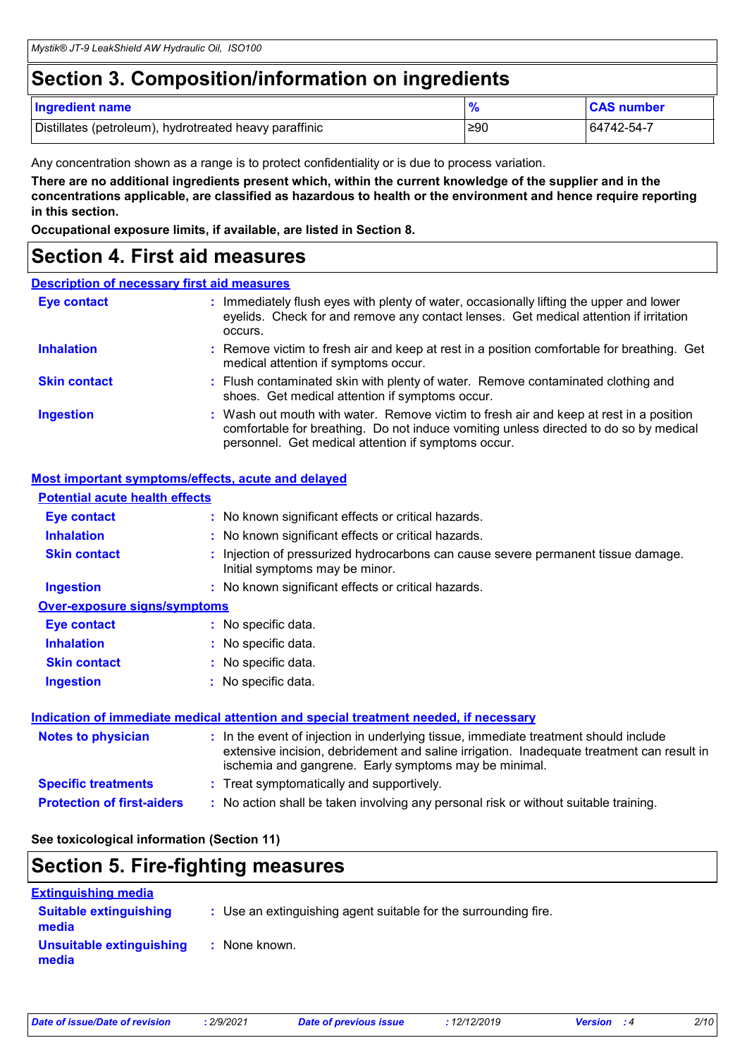## Section 3. Composition/information on ingredients

| Ingredient name | % | CAS number |
|---|---|---|
| Distillates (petroleum), hydrotreated heavy paraffinic | ≥90 | 64742-54-7 |

Any concentration shown as a range is to protect confidentiality or is due to process variation.

**There are no additional ingredients present which, within the current knowledge of the supplier and in the concentrations applicable, are classified as hazardous to health or the environment and hence require reporting in this section.**

**Occupational exposure limits, if available, are listed in Section 8.**

## Section 4. First aid measures

### Description of necessary first aid measures

**Eye contact** : Immediately flush eyes with plenty of water, occasionally lifting the upper and lower eyelids. Check for and remove any contact lenses. Get medical attention if irritation occurs.

**Inhalation** : Remove victim to fresh air and keep at rest in a position comfortable for breathing. Get medical attention if symptoms occur.

**Skin contact** : Flush contaminated skin with plenty of water. Remove contaminated clothing and shoes. Get medical attention if symptoms occur.

**Ingestion** : Wash out mouth with water. Remove victim to fresh air and keep at rest in a position comfortable for breathing. Do not induce vomiting unless directed to do so by medical personnel. Get medical attention if symptoms occur.

### Most important symptoms/effects, acute and delayed

#### Potential acute health effects

**Eye contact** : No known significant effects or critical hazards.

**Inhalation** : No known significant effects or critical hazards.

**Skin contact** : Injection of pressurized hydrocarbons can cause severe permanent tissue damage. Initial symptoms may be minor.

**Ingestion** : No known significant effects or critical hazards.

#### Over-exposure signs/symptoms

**Eye contact** : No specific data.

**Inhalation** : No specific data.

**Skin contact** : No specific data.

**Ingestion** : No specific data.

### Indication of immediate medical attention and special treatment needed, if necessary

**Notes to physician** : In the event of injection in underlying tissue, immediate treatment should include extensive incision, debridement and saline irrigation. Inadequate treatment can result in ischemia and gangrene. Early symptoms may be minimal.

**Specific treatments** : Treat symptomatically and supportively.

**Protection of first-aiders** : No action shall be taken involving any personal risk or without suitable training.

**See toxicological information (Section 11)**

## Section 5. Fire-fighting measures

### Extinguishing media

**Suitable extinguishing media** : Use an extinguishing agent suitable for the surrounding fire.

**Unsuitable extinguishing media** : None known.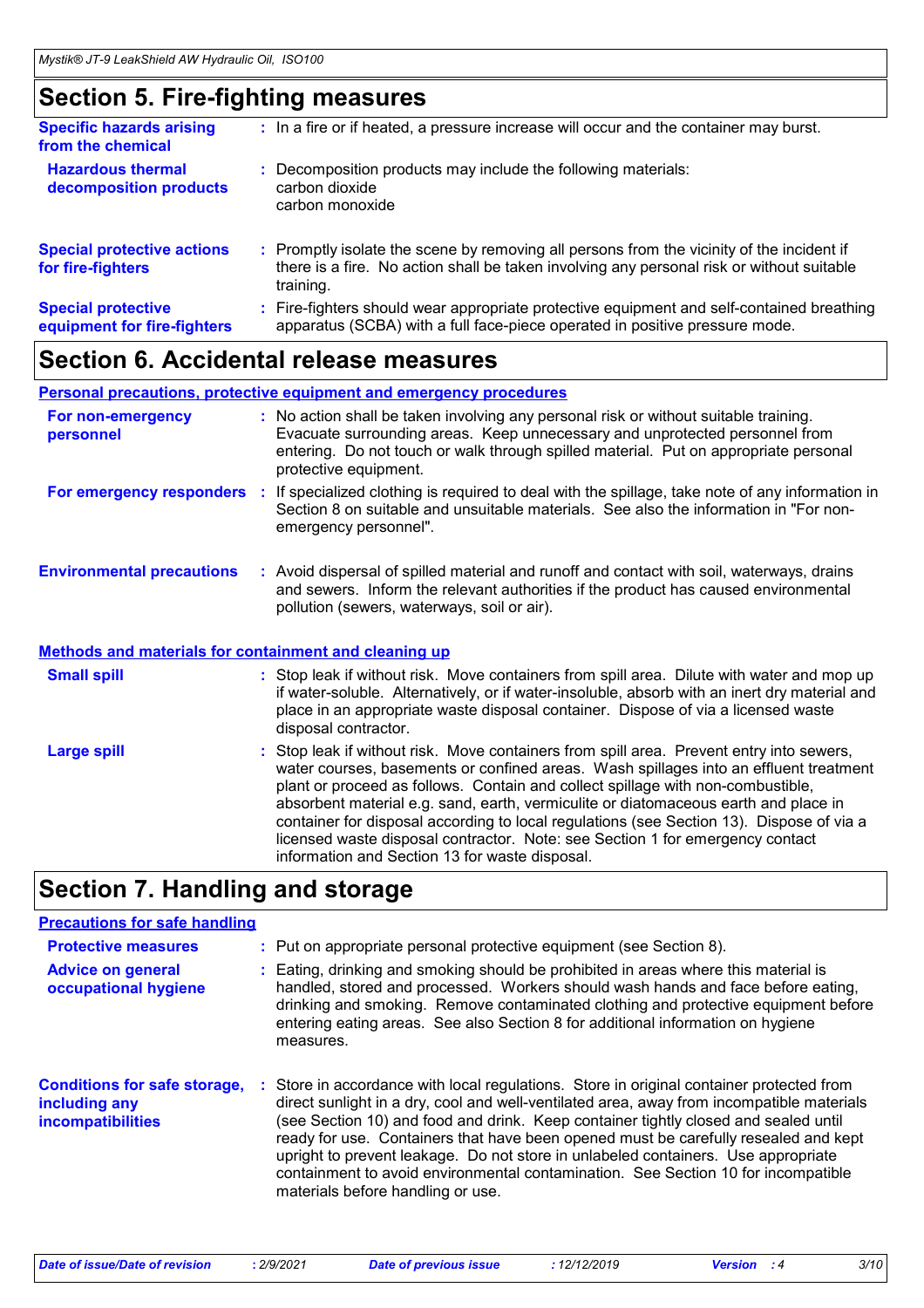## Section 5. Fire-fighting measures

**Specific hazards arising from the chemical** : In a fire or if heated, a pressure increase will occur and the container may burst.

**Hazardous thermal decomposition products** : Decomposition products may include the following materials:
carbon dioxide
carbon monoxide

**Special protective actions for fire-fighters** : Promptly isolate the scene by removing all persons from the vicinity of the incident if there is a fire. No action shall be taken involving any personal risk or without suitable training.

**Special protective equipment for fire-fighters** : Fire-fighters should wear appropriate protective equipment and self-contained breathing apparatus (SCBA) with a full face-piece operated in positive pressure mode.

## Section 6. Accidental release measures

### Personal precautions, protective equipment and emergency procedures

**For non-emergency personnel** : No action shall be taken involving any personal risk or without suitable training. Evacuate surrounding areas. Keep unnecessary and unprotected personnel from entering. Do not touch or walk through spilled material. Put on appropriate personal protective equipment.

**For emergency responders** : If specialized clothing is required to deal with the spillage, take note of any information in Section 8 on suitable and unsuitable materials. See also the information in "For non-emergency personnel".

**Environmental precautions** : Avoid dispersal of spilled material and runoff and contact with soil, waterways, drains and sewers. Inform the relevant authorities if the product has caused environmental pollution (sewers, waterways, soil or air).

### Methods and materials for containment and cleaning up

**Small spill** : Stop leak if without risk. Move containers from spill area. Dilute with water and mop up if water-soluble. Alternatively, or if water-insoluble, absorb with an inert dry material and place in an appropriate waste disposal container. Dispose of via a licensed waste disposal contractor.

**Large spill** : Stop leak if without risk. Move containers from spill area. Prevent entry into sewers, water courses, basements or confined areas. Wash spillages into an effluent treatment plant or proceed as follows. Contain and collect spillage with non-combustible, absorbent material e.g. sand, earth, vermiculite or diatomaceous earth and place in container for disposal according to local regulations (see Section 13). Dispose of via a licensed waste disposal contractor. Note: see Section 1 for emergency contact information and Section 13 for waste disposal.

## Section 7. Handling and storage

### Precautions for safe handling

**Protective measures** : Put on appropriate personal protective equipment (see Section 8).

**Advice on general occupational hygiene** : Eating, drinking and smoking should be prohibited in areas where this material is handled, stored and processed. Workers should wash hands and face before eating, drinking and smoking. Remove contaminated clothing and protective equipment before entering eating areas. See also Section 8 for additional information on hygiene measures.

**Conditions for safe storage, including any incompatibilities** : Store in accordance with local regulations. Store in original container protected from direct sunlight in a dry, cool and well-ventilated area, away from incompatible materials (see Section 10) and food and drink. Keep container tightly closed and sealed until ready for use. Containers that have been opened must be carefully resealed and kept upright to prevent leakage. Do not store in unlabeled containers. Use appropriate containment to avoid environmental contamination. See Section 10 for incompatible materials before handling or use.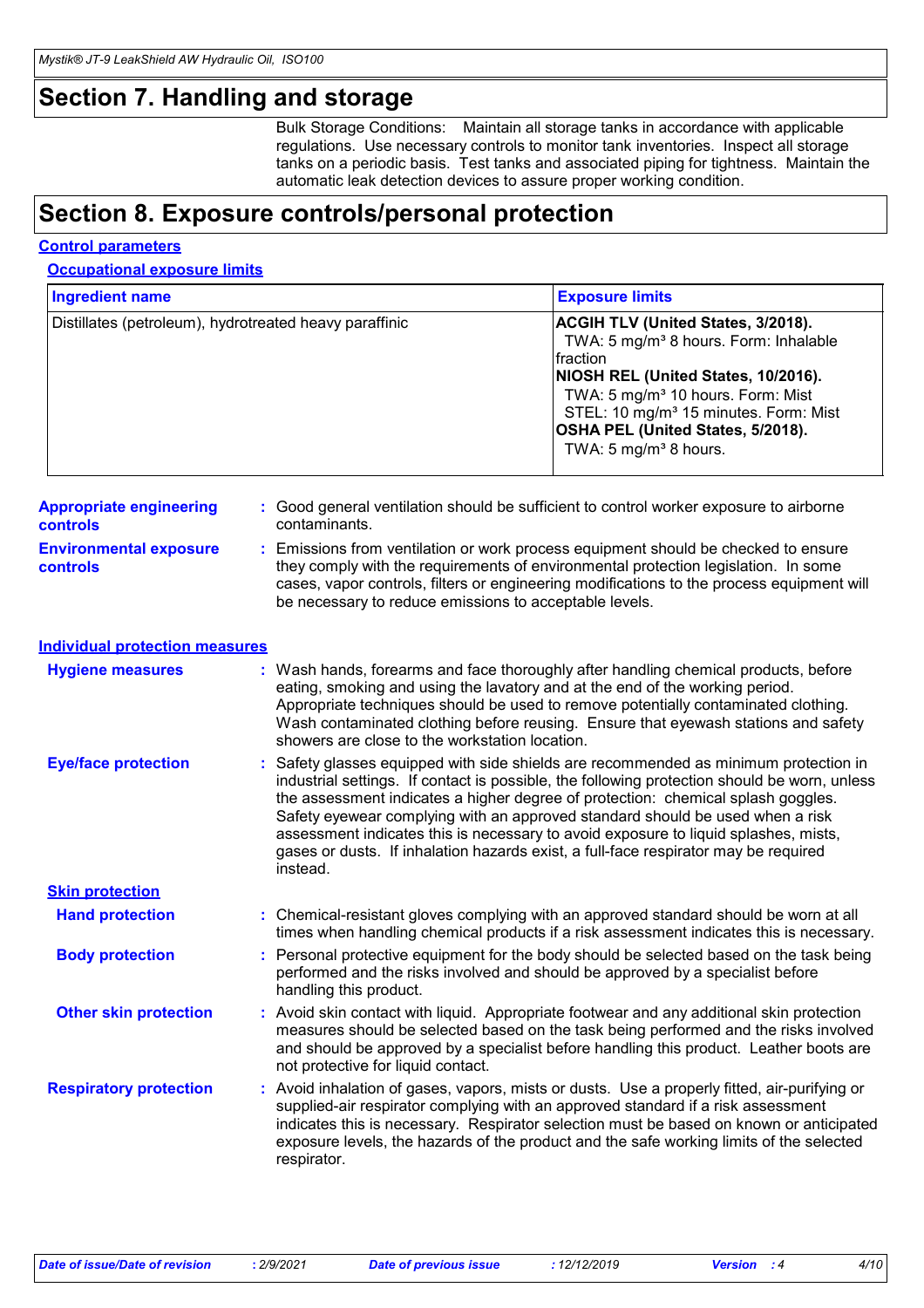# Section 7. Handling and storage

Bulk Storage Conditions: Maintain all storage tanks in accordance with applicable regulations. Use necessary controls to monitor tank inventories. Inspect all storage tanks on a periodic basis. Test tanks and associated piping for tightness. Maintain the automatic leak detection devices to assure proper working condition.

# Section 8. Exposure controls/personal protection

## Control parameters

### Occupational exposure limits

| Ingredient name | Exposure limits |
|---|---|
| Distillates (petroleum), hydrotreated heavy paraffinic | **ACGIH TLV (United States, 3/2018).**<br>TWA: 5 mg/m³ 8 hours. Form: Inhalable fraction<br>**NIOSH REL (United States, 10/2016).**<br>TWA: 5 mg/m³ 10 hours. Form: Mist<br>STEL: 10 mg/m³ 15 minutes. Form: Mist<br>**OSHA PEL (United States, 5/2018).**<br>TWA: 5 mg/m³ 8 hours. |

**Appropriate engineering controls** : Good general ventilation should be sufficient to control worker exposure to airborne contaminants.

**Environmental exposure controls** : Emissions from ventilation or work process equipment should be checked to ensure they comply with the requirements of environmental protection legislation. In some cases, vapor controls, filters or engineering modifications to the process equipment will be necessary to reduce emissions to acceptable levels.

## Individual protection measures

**Hygiene measures** : Wash hands, forearms and face thoroughly after handling chemical products, before eating, smoking and using the lavatory and at the end of the working period. Appropriate techniques should be used to remove potentially contaminated clothing. Wash contaminated clothing before reusing. Ensure that eyewash stations and safety showers are close to the workstation location.

**Eye/face protection** : Safety glasses equipped with side shields are recommended as minimum protection in industrial settings. If contact is possible, the following protection should be worn, unless the assessment indicates a higher degree of protection: chemical splash goggles. Safety eyewear complying with an approved standard should be used when a risk assessment indicates this is necessary to avoid exposure to liquid splashes, mists, gases or dusts. If inhalation hazards exist, a full-face respirator may be required instead.

### Skin protection

**Hand protection** : Chemical-resistant gloves complying with an approved standard should be worn at all times when handling chemical products if a risk assessment indicates this is necessary.

**Body protection** : Personal protective equipment for the body should be selected based on the task being performed and the risks involved and should be approved by a specialist before handling this product.

**Other skin protection** : Avoid skin contact with liquid. Appropriate footwear and any additional skin protection measures should be selected based on the task being performed and the risks involved and should be approved by a specialist before handling this product. Leather boots are not protective for liquid contact.

**Respiratory protection** : Avoid inhalation of gases, vapors, mists or dusts. Use a properly fitted, air-purifying or supplied-air respirator complying with an approved standard if a risk assessment indicates this is necessary. Respirator selection must be based on known or anticipated exposure levels, the hazards of the product and the safe working limits of the selected respirator.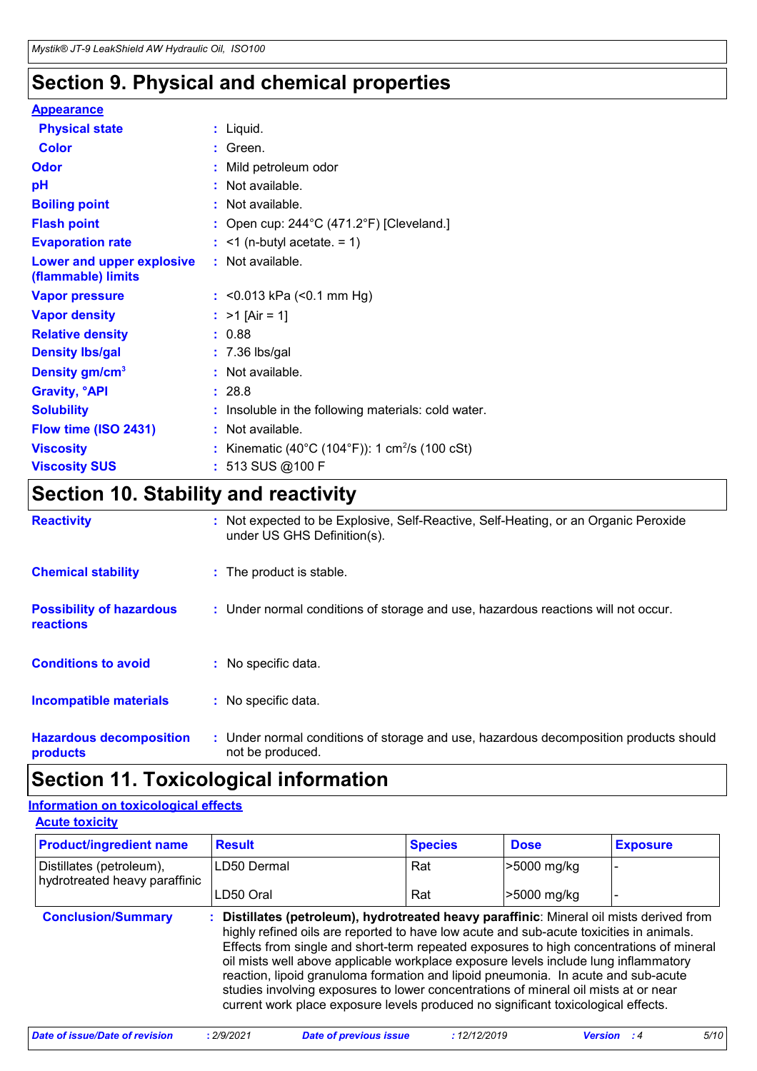# Section 9. Physical and chemical properties

**Appearance**

| | |
|---|---|
| **Physical state** | : Liquid. |
| **Color** | : Green. |
| **Odor** | : Mild petroleum odor |
| **pH** | : Not available. |
| **Boiling point** | : Not available. |
| **Flash point** | : Open cup: 244°C (471.2°F) [Cleveland.] |
| **Evaporation rate** | : <1 (n-butyl acetate. = 1) |
| **Lower and upper explosive (flammable) limits** | : Not available. |
| **Vapor pressure** | : <0.013 kPa (<0.1 mm Hg) |
| **Vapor density** | : >1 [Air = 1] |
| **Relative density** | : 0.88 |
| **Density lbs/gal** | : 7.36 lbs/gal |
| **Density gm/cm$^3$** | : Not available. |
| **Gravity, °API** | : 28.8 |
| **Solubility** | : Insoluble in the following materials: cold water. |
| **Flow time (ISO 2431)** | : Not available. |
| **Viscosity** | : Kinematic (40°C (104°F)): 1 cm$^2$/s (100 cSt) |
| **Viscosity SUS** | : 513 SUS @100 F |

# Section 10. Stability and reactivity

| | |
|---|---|
| **Reactivity** | : Not expected to be Explosive, Self-Reactive, Self-Heating, or an Organic Peroxide under US GHS Definition(s). |
| **Chemical stability** | : The product is stable. |
| **Possibility of hazardous reactions** | : Under normal conditions of storage and use, hazardous reactions will not occur. |
| **Conditions to avoid** | : No specific data. |
| **Incompatible materials** | : No specific data. |
| **Hazardous decomposition products** | : Under normal conditions of storage and use, hazardous decomposition products should not be produced. |

# Section 11. Toxicological information

**Information on toxicological effects**

**Acute toxicity**

| Product/ingredient name | Result | Species | Dose | Exposure |
|---|---|---|---|---|
| Distillates (petroleum), hydrotreated heavy paraffinic | LD50 Dermal | Rat | >5000 mg/kg | - |
| | LD50 Oral | Rat | >5000 mg/kg | - |

**Conclusion/Summary** : **Distillates (petroleum), hydrotreated heavy paraffinic**: Mineral oil mists derived from highly refined oils are reported to have low acute and sub-acute toxicities in animals. Effects from single and short-term repeated exposures to high concentrations of mineral oil mists well above applicable workplace exposure levels include lung inflammatory reaction, lipoid granuloma formation and lipoid pneumonia. In acute and sub-acute studies involving exposures to lower concentrations of mineral oil mists at or near current work place exposure levels produced no significant toxicological effects.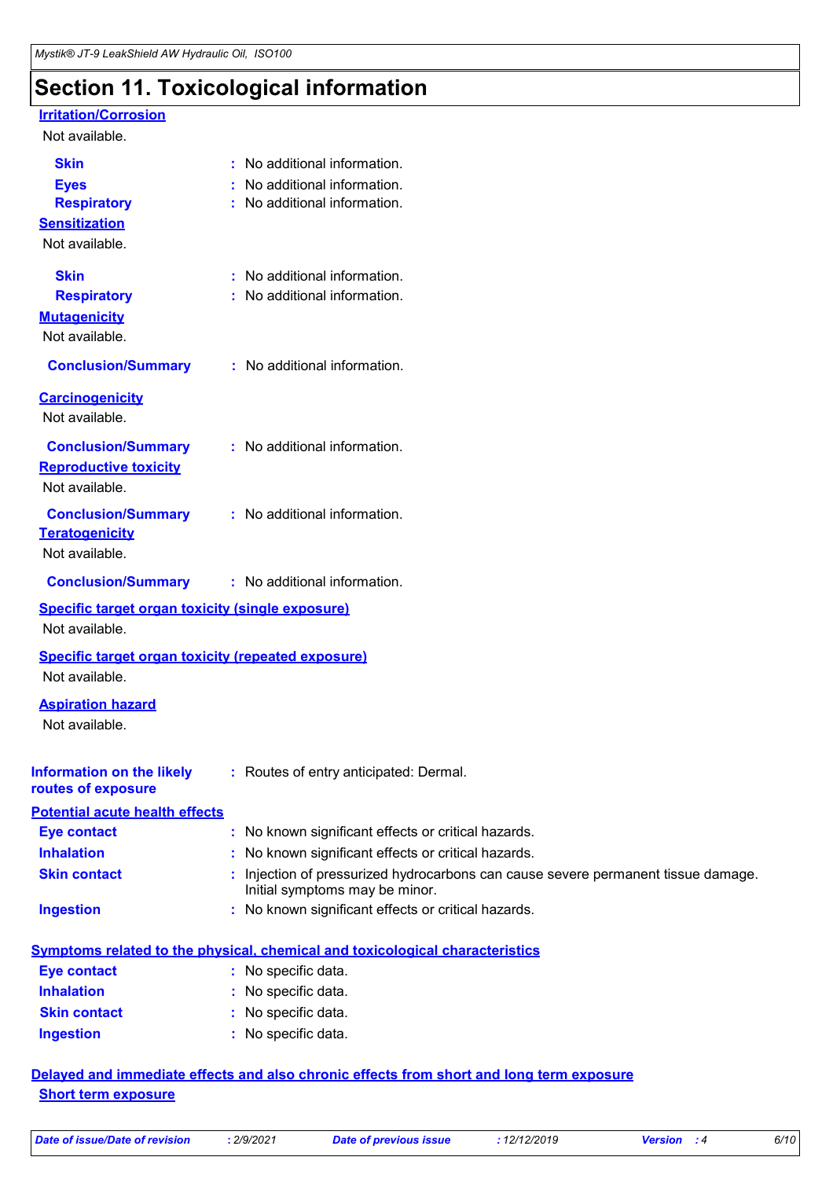# Section 11. Toxicological information

### Irritation/Corrosion

Not available.

**Skin** : No additional information.

**Eyes** : No additional information.

**Respiratory** : No additional information.

### Sensitization

Not available.

**Skin** : No additional information.

**Respiratory** : No additional information.

### Mutagenicity

Not available.

**Conclusion/Summary** : No additional information.

### Carcinogenicity

Not available.

**Conclusion/Summary** : No additional information.

### Reproductive toxicity

Not available.

**Conclusion/Summary** : No additional information.

### Teratogenicity

Not available.

**Conclusion/Summary** : No additional information.

### Specific target organ toxicity (single exposure)

Not available.

### Specific target organ toxicity (repeated exposure)

Not available.

### Aspiration hazard

Not available.

**Information on the likely routes of exposure** : Routes of entry anticipated: Dermal.

### Potential acute health effects

**Eye contact** : No known significant effects or critical hazards.

**Inhalation** : No known significant effects or critical hazards.

**Skin contact** : Injection of pressurized hydrocarbons can cause severe permanent tissue damage. Initial symptoms may be minor.

**Ingestion** : No known significant effects or critical hazards.

### Symptoms related to the physical, chemical and toxicological characteristics

**Eye contact** : No specific data.

**Inhalation** : No specific data.

**Skin contact** : No specific data.

**Ingestion** : No specific data.

### Delayed and immediate effects and also chronic effects from short and long term exposure

#### Short term exposure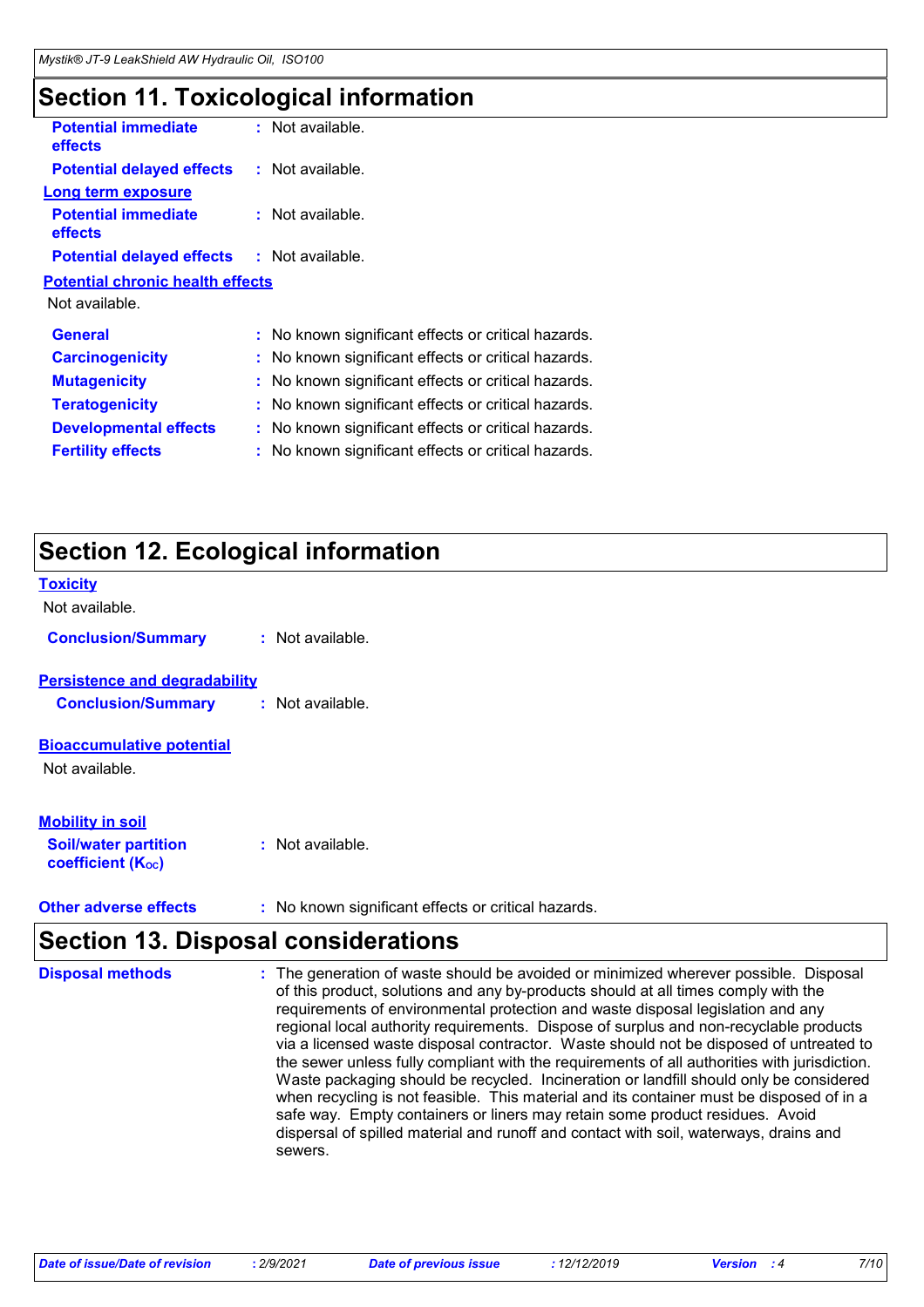# Section 11. Toxicological information

**Potential immediate effects** : Not available.

**Potential delayed effects** : Not available.

**Long term exposure**

**Potential immediate effects** : Not available.

**Potential delayed effects** : Not available.

**Potential chronic health effects**

Not available.

| | |
|---|---|
| **General** | : No known significant effects or critical hazards. |
| **Carcinogenicity** | : No known significant effects or critical hazards. |
| **Mutagenicity** | : No known significant effects or critical hazards. |
| **Teratogenicity** | : No known significant effects or critical hazards. |
| **Developmental effects** | : No known significant effects or critical hazards. |
| **Fertility effects** | : No known significant effects or critical hazards. |

# Section 12. Ecological information

**Toxicity**

Not available.

**Conclusion/Summary** : Not available.

**Persistence and degradability**

**Conclusion/Summary** : Not available.

**Bioaccumulative potential**

Not available.

**Mobility in soil**

**Soil/water partition coefficient ($K_{OC}$)** : Not available.

**Other adverse effects** : No known significant effects or critical hazards.

# Section 13. Disposal considerations

**Disposal methods** : The generation of waste should be avoided or minimized wherever possible. Disposal of this product, solutions and any by-products should at all times comply with the requirements of environmental protection and waste disposal legislation and any regional local authority requirements. Dispose of surplus and non-recyclable products via a licensed waste disposal contractor. Waste should not be disposed of untreated to the sewer unless fully compliant with the requirements of all authorities with jurisdiction. Waste packaging should be recycled. Incineration or landfill should only be considered when recycling is not feasible. This material and its container must be disposed of in a safe way. Empty containers or liners may retain some product residues. Avoid dispersal of spilled material and runoff and contact with soil, waterways, drains and sewers.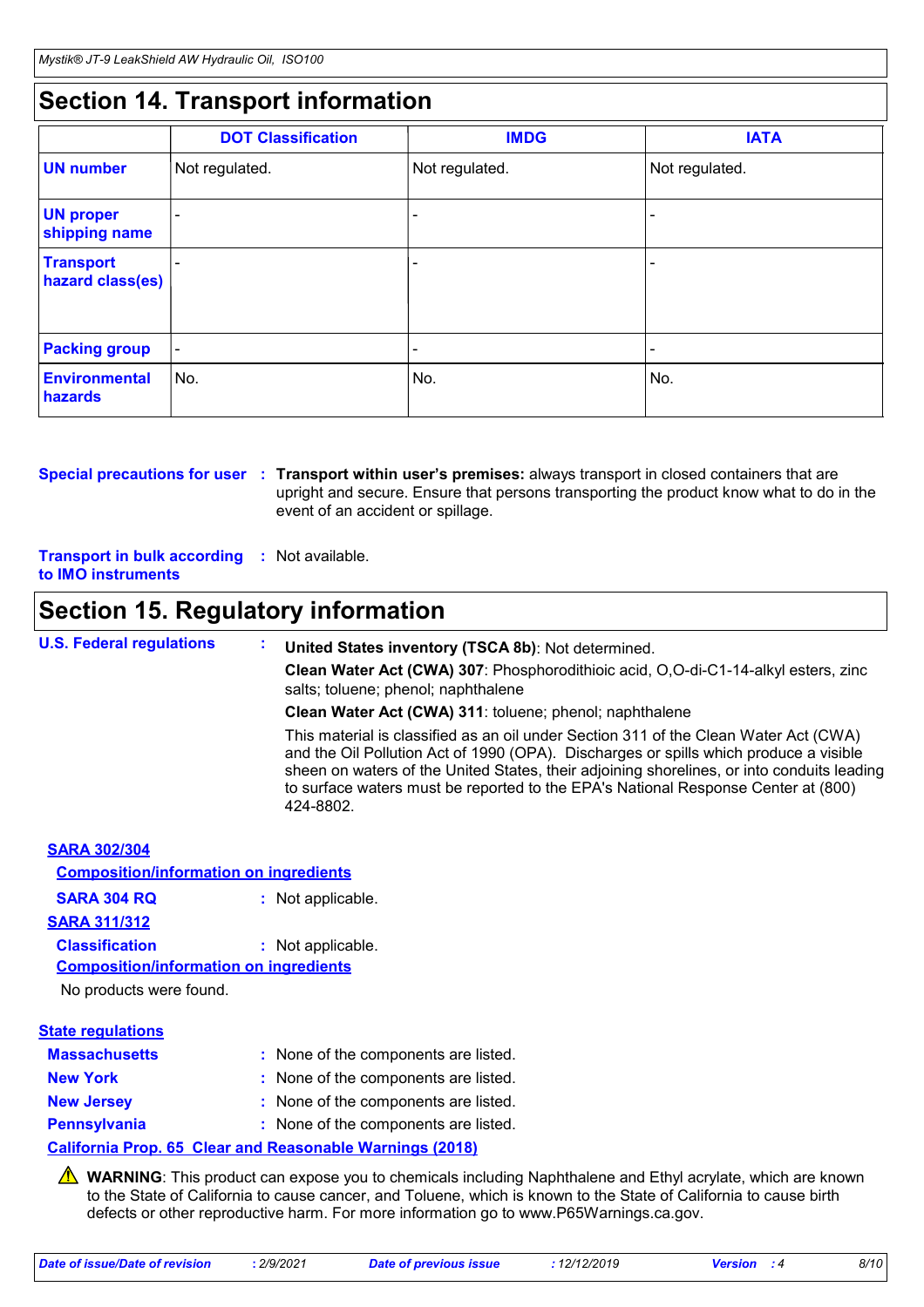## Section 14. Transport information

| | DOT Classification | IMDG | IATA |
|---|---|---|---|
| **UN number** | Not regulated. | Not regulated. | Not regulated. |
| **UN proper shipping name** | - | - | - |
| **Transport hazard class(es)** | - | - | - |
| **Packing group** | - | - | - |
| **Environmental hazards** | No. | No. | No. |

**Special precautions for user** : **Transport within user's premises:** always transport in closed containers that are upright and secure. Ensure that persons transporting the product know what to do in the event of an accident or spillage.

**Transport in bulk according to IMO instruments** : Not available.

## Section 15. Regulatory information

**U.S. Federal regulations** :

**United States inventory (TSCA 8b)**: Not determined.

**Clean Water Act (CWA) 307**: Phosphorodithioic acid, O,O-di-C1-14-alkyl esters, zinc salts; toluene; phenol; naphthalene

**Clean Water Act (CWA) 311**: toluene; phenol; naphthalene

This material is classified as an oil under Section 311 of the Clean Water Act (CWA) and the Oil Pollution Act of 1990 (OPA). Discharges or spills which produce a visible sheen on waters of the United States, their adjoining shorelines, or into conduits leading to surface waters must be reported to the EPA's National Response Center at (800) 424-8802.

**SARA 302/304**

**Composition/information on ingredients**

**SARA 304 RQ** : Not applicable.

**SARA 311/312**

**Classification** : Not applicable.

**Composition/information on ingredients**

No products were found.

**State regulations**

**Massachusetts** : None of the components are listed.

**New York** : None of the components are listed.

**New Jersey** : None of the components are listed.

**Pennsylvania** : None of the components are listed.

**California Prop. 65 Clear and Reasonable Warnings (2018)**

⚠ **WARNING**: This product can expose you to chemicals including Naphthalene and Ethyl acrylate, which are known to the State of California to cause cancer, and Toluene, which is known to the State of California to cause birth defects or other reproductive harm. For more information go to www.P65Warnings.ca.gov.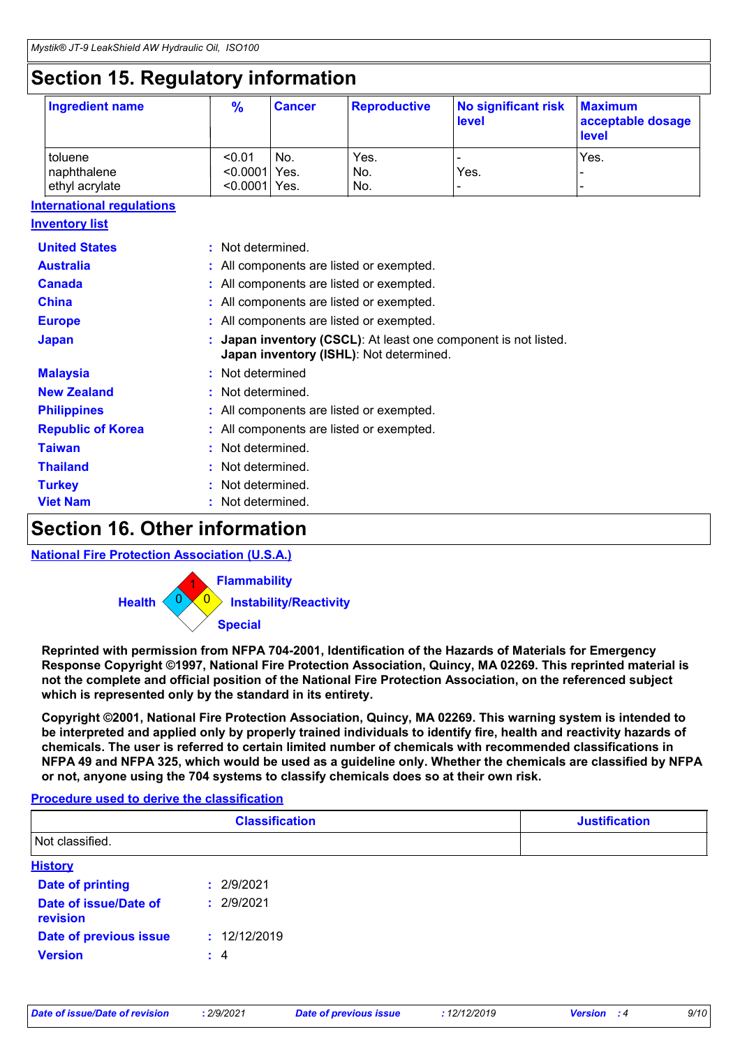## Section 15. Regulatory information

| Ingredient name | % | Cancer | Reproductive | No significant risk level | Maximum acceptable dosage level |
|---|---|---|---|---|---|
| toluene | <0.01 | No. | Yes. | - | Yes. |
| naphthalene | <0.0001 | Yes. | No. | Yes. | - |
| ethyl acrylate | <0.0001 | Yes. | No. | - | - |

**International regulations**

**Inventory list**

**United States** : Not determined.

**Australia** : All components are listed or exempted.

**Canada** : All components are listed or exempted.

**China** : All components are listed or exempted.

**Europe** : All components are listed or exempted.

**Japan** : **Japan inventory (CSCL)**: At least one component is not listed.
**Japan inventory (ISHL)**: Not determined.

**Malaysia** : Not determined

**New Zealand** : Not determined.

**Philippines** : All components are listed or exempted.

**Republic of Korea** : All components are listed or exempted.

**Taiwan** : Not determined.

**Thailand** : Not determined.

**Turkey** : Not determined.

**Viet Nam** : Not determined.

## Section 16. Other information

**National Fire Protection Association (U.S.A.)**

Flammability: 1
Health: 0
Instability/Reactivity: 0
Special:

**Reprinted with permission from NFPA 704-2001, Identification of the Hazards of Materials for Emergency Response Copyright ©1997, National Fire Protection Association, Quincy, MA 02269. This reprinted material is not the complete and official position of the National Fire Protection Association, on the referenced subject which is represented only by the standard in its entirety.**

**Copyright ©2001, National Fire Protection Association, Quincy, MA 02269. This warning system is intended to be interpreted and applied only by properly trained individuals to identify fire, health and reactivity hazards of chemicals. The user is referred to certain limited number of chemicals with recommended classifications in NFPA 49 and NFPA 325, which would be used as a guideline only. Whether the chemicals are classified by NFPA or not, anyone using the 704 systems to classify chemicals does so at their own risk.**

**Procedure used to derive the classification**

| Classification | Justification |
|---|---|
| Not classified. | |

**History**

**Date of printing** : 2/9/2021

**Date of issue/Date of revision** : 2/9/2021

**Date of previous issue** : 12/12/2019

**Version** : 4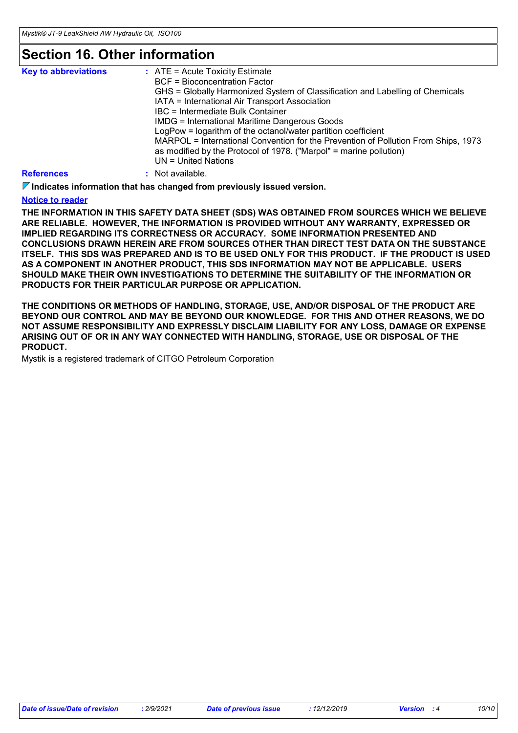# Section 16. Other information

**Key to abbreviations** : ATE = Acute Toxicity Estimate
BCF = Bioconcentration Factor
GHS = Globally Harmonized System of Classification and Labelling of Chemicals
IATA = International Air Transport Association
IBC = Intermediate Bulk Container
IMDG = International Maritime Dangerous Goods
LogPow = logarithm of the octanol/water partition coefficient
MARPOL = International Convention for the Prevention of Pollution From Ships, 1973 as modified by the Protocol of 1978. ("Marpol" = marine pollution)
UN = United Nations

**References** : Not available.

**Indicates information that has changed from previously issued version.**

**Notice to reader**

**THE INFORMATION IN THIS SAFETY DATA SHEET (SDS) WAS OBTAINED FROM SOURCES WHICH WE BELIEVE ARE RELIABLE. HOWEVER, THE INFORMATION IS PROVIDED WITHOUT ANY WARRANTY, EXPRESSED OR IMPLIED REGARDING ITS CORRECTNESS OR ACCURACY. SOME INFORMATION PRESENTED AND CONCLUSIONS DRAWN HEREIN ARE FROM SOURCES OTHER THAN DIRECT TEST DATA ON THE SUBSTANCE ITSELF. THIS SDS WAS PREPARED AND IS TO BE USED ONLY FOR THIS PRODUCT. IF THE PRODUCT IS USED AS A COMPONENT IN ANOTHER PRODUCT, THIS SDS INFORMATION MAY NOT BE APPLICABLE. USERS SHOULD MAKE THEIR OWN INVESTIGATIONS TO DETERMINE THE SUITABILITY OF THE INFORMATION OR PRODUCTS FOR THEIR PARTICULAR PURPOSE OR APPLICATION.**

**THE CONDITIONS OR METHODS OF HANDLING, STORAGE, USE, AND/OR DISPOSAL OF THE PRODUCT ARE BEYOND OUR CONTROL AND MAY BE BEYOND OUR KNOWLEDGE. FOR THIS AND OTHER REASONS, WE DO NOT ASSUME RESPONSIBILITY AND EXPRESSLY DISCLAIM LIABILITY FOR ANY LOSS, DAMAGE OR EXPENSE ARISING OUT OF OR IN ANY WAY CONNECTED WITH HANDLING, STORAGE, USE OR DISPOSAL OF THE PRODUCT.**

Mystik is a registered trademark of CITGO Petroleum Corporation